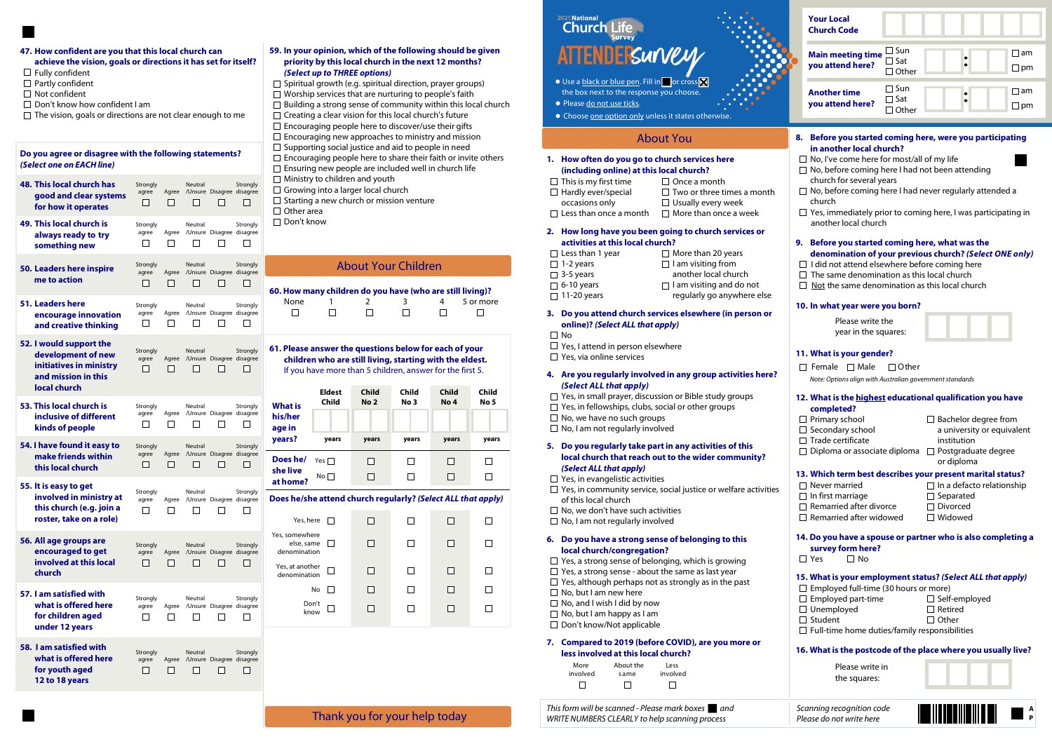# 2021 National Church Life Survey

# ATTENDER Survey

- Use a black or blue pen. Fill in ■ or cross ☒ the box next to the response you choose.
- Please do not use ticks.
- Choose one option only unless it states otherwise.

| | |
|---|---|
| Your Local Church Code | |
| Main meeting time you attend here? | ☐ Sun ☐ Sat ☐ Other — ☐ am ☐ pm |
| Another time you attend here? | ☐ Sun ☐ Sat ☐ Other — ☐ am ☐ pm |

## About You

**1. How often do you go to church services here (including online) at this local church?**
- ☐ This is my first time
- ☐ Hardly ever/special occasions only
- ☐ Less than once a month
- ☐ Once a month
- ☐ Two or three times a month
- ☐ Usually every week
- ☐ More than once a week

**2. How long have you been going to church services or activities at this local church?**
- ☐ Less than 1 year
- ☐ 1-2 years
- ☐ 3-5 years
- ☐ 6-10 years
- ☐ 11-20 years
- ☐ More than 20 years
- ☐ I am visiting from another local church
- ☐ I am visiting and do not regularly go anywhere else

**3. Do you attend church services elsewhere (in person or online)? *(Select ALL that apply)***
- ☐ No
- ☐ Yes, I attend in person elsewhere
- ☐ Yes, via online services

**4. Are you regularly involved in any group activities here? *(Select ALL that apply)***
- ☐ Yes, in small prayer, discussion or Bible study groups
- ☐ Yes, in fellowships, clubs, social or other groups
- ☐ No, we have no such groups
- ☐ No, I am not regularly involved

**5. Do you regularly take part in any activities of this local church that reach out to the wider community? *(Select ALL that apply)***
- ☐ Yes, in evangelistic activities
- ☐ Yes, in community service, social justice or welfare activities of this local church
- ☐ No, we don't have such activities
- ☐ No, I am not regularly involved

**6. Do you have a strong sense of belonging to this local church/congregation?**
- ☐ Yes, a strong sense of belonging, which is growing
- ☐ Yes, a strong sense - about the same as last year
- ☐ Yes, although perhaps not as strongly as in the past
- ☐ No, but I am new here
- ☐ No, and I wish I did by now
- ☐ No, but I am happy as I am
- ☐ Don't know/Not applicable

**7. Compared to 2019 (before COVID), are you more or less involved at this local church?**

| More involved | About the same | Less involved |
|---|---|---|
| ☐ | ☐ | ☐ |

**8. Before you started coming here, were you participating in another local church?**
- ☐ No, I've come here for most/all of my life
- ☐ No, before coming here I had not been attending church for several years
- ☐ No, before coming here I had never regularly attended a church
- ☐ Yes, immediately prior to coming here, I was participating in another local church

**9. Before you started coming here, what was the denomination of your previous church? *(Select ONE only)***
- ☐ I did not attend elsewhere before coming here
- ☐ The same denomination as this local church
- ☐ Not the same denomination as this local church

**10. In what year were you born?**

Please write the year in the squares: ☐☐☐☐

**11. What is your gender?**

☐ Female ☐ Male ☐ Other

*Note: Options align with Australian government standards*

**12. What is the highest educational qualification you have completed?**
- ☐ Primary school
- ☐ Secondary school
- ☐ Trade certificate
- ☐ Diploma or associate diploma
- ☐ Bachelor degree from a university or equivalent institution
- ☐ Postgraduate degree or diploma

**13. Which term best describes your present marital status?**
- ☐ Never married
- ☐ In first marriage
- ☐ Remarried after divorce
- ☐ Remarried after widowed
- ☐ In a defacto relationship
- ☐ Separated
- ☐ Divorced
- ☐ Widowed

**14. Do you have a spouse or partner who is also completing a survey form here?**

☐ Yes ☐ No

**15. What is your employment status? *(Select ALL that apply)***
- ☐ Employed full-time (30 hours or more)
- ☐ Employed part-time
- ☐ Unemployed
- ☐ Student
- ☐ Self-employed
- ☐ Retired
- ☐ Other
- ☐ Full-time home duties/family responsibilities

**16. What is the postcode of the place where you usually live?**

Please write in the squares: ☐☐☐☐

**47. How confident are you that this local church can achieve the vision, goals or directions it has set for itself?**
- ☐ Fully confident
- ☐ Partly confident
- ☐ Not confident
- ☐ Don't know how confident I am
- ☐ The vision, goals or directions are not clear enough to me

**Do you agree or disagree with the following statements?**
***(Select one on EACH line)***

| | Strongly agree | Agree | Neutral /Unsure | Disagree | Strongly disagree |
|---|---|---|---|---|---|
| **48.** This local church has good and clear systems for how it operates | ☐ | ☐ | ☐ | ☐ | ☐ |
| **49.** This local church is always ready to try something new | ☐ | ☐ | ☐ | ☐ | ☐ |
| **50.** Leaders here inspire me to action | ☐ | ☐ | ☐ | ☐ | ☐ |
| **51.** Leaders here encourage innovation and creative thinking | ☐ | ☐ | ☐ | ☐ | ☐ |
| **52.** I would support the development of new initiatives in ministry and mission in this local church | ☐ | ☐ | ☐ | ☐ | ☐ |
| **53.** This local church is inclusive of different kinds of people | ☐ | ☐ | ☐ | ☐ | ☐ |
| **54.** I have found it easy to make friends within this local church | ☐ | ☐ | ☐ | ☐ | ☐ |
| **55.** It is easy to get involved in ministry at this church (e.g. join a roster, take on a role) | ☐ | ☐ | ☐ | ☐ | ☐ |
| **56.** All age groups are encouraged to get involved at this local church | ☐ | ☐ | ☐ | ☐ | ☐ |
| **57.** I am satisfied with what is offered here for children aged under 12 years | ☐ | ☐ | ☐ | ☐ | ☐ |
| **58.** I am satisfied with what is offered here for youth aged 12 to 18 years | ☐ | ☐ | ☐ | ☐ | ☐ |

**59. In your opinion, which of the following should be given priority by this local church in the next 12 months? *(Select up to THREE options)***
- ☐ Spiritual growth (e.g. spiritual direction, prayer groups)
- ☐ Worship services that are nurturing to people's faith
- ☐ Building a strong sense of community within this local church
- ☐ Creating a clear vision for this local church's future
- ☐ Encouraging people here to discover/use their gifts
- ☐ Encouraging new approaches to ministry and mission
- ☐ Supporting social justice and aid to people in need
- ☐ Encouraging people here to share their faith or invite others
- ☐ Ensuring new people are included well in church life
- ☐ Ministry to children and youth
- ☐ Growing into a larger local church
- ☐ Starting a new church or mission venture
- ☐ Other area
- ☐ Don't know

## About Your Children

**60. How many children do you have (who are still living)?**

| None | 1 | 2 | 3 | 4 | 5 or more |
|---|---|---|---|---|---|
| ☐ | ☐ | ☐ | ☐ | ☐ | ☐ |

**61. Please answer the questions below for each of your children who are still living, starting with the eldest.**
If you have more than 5 children, answer for the first 5.

| | Eldest Child | Child No 2 | Child No 3 | Child No 4 | Child No 5 |
|---|---|---|---|---|---|
| **What is his/her age in years?** | ☐☐ years | ☐☐ years | ☐☐ years | ☐☐ years | ☐☐ years |
| **Does he/she live at home?** Yes | ☐ | ☐ | ☐ | ☐ | ☐ |
| No | ☐ | ☐ | ☐ | ☐ | ☐ |
| **Does he/she attend church regularly? *(Select ALL that apply)*** | | | | | |
| Yes, here | ☐ | ☐ | ☐ | ☐ | ☐ |
| Yes, somewhere else, same denomination | ☐ | ☐ | ☐ | ☐ | ☐ |
| Yes, at another denomination | ☐ | ☐ | ☐ | ☐ | ☐ |
| No | ☐ | ☐ | ☐ | ☐ | ☐ |
| Don't know | ☐ | ☐ | ☐ | ☐ | ☐ |

## Thank you for your help today

*This form will be scanned - Please mark boxes ■ and WRITE NUMBERS CLEARLY to help scanning process*

*Scanning recognition code*
*Please do not write here*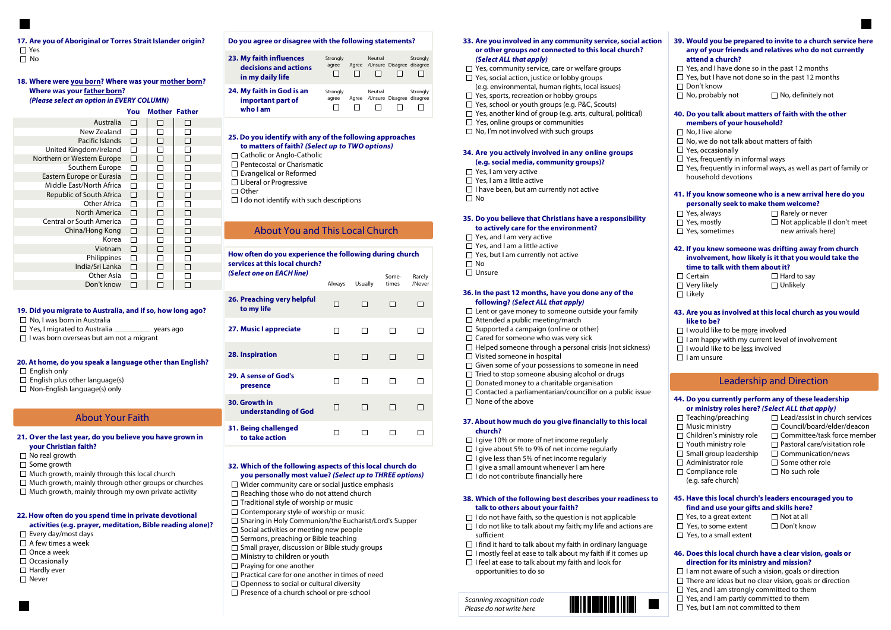**17. Are you of Aboriginal or Torres Strait Islander origin?**

- ☐ Yes
- ☐ No

**18. Where were you born? Where was your mother born? Where was your father born?**
*(Please select an option in EVERY COLUMN)*

| | You | Mother | Father |
|---|---|---|---|
| Australia | ☐ | ☐ | ☐ |
| New Zealand | ☐ | ☐ | ☐ |
| Pacific Islands | ☐ | ☐ | ☐ |
| United Kingdom/Ireland | ☐ | ☐ | ☐ |
| Northern or Western Europe | ☐ | ☐ | ☐ |
| Southern Europe | ☐ | ☐ | ☐ |
| Eastern Europe or Eurasia | ☐ | ☐ | ☐ |
| Middle East/North Africa | ☐ | ☐ | ☐ |
| Republic of South Africa | ☐ | ☐ | ☐ |
| Other Africa | ☐ | ☐ | ☐ |
| North America | ☐ | ☐ | ☐ |
| Central or South America | ☐ | ☐ | ☐ |
| China/Hong Kong | ☐ | ☐ | ☐ |
| Korea | ☐ | ☐ | ☐ |
| Vietnam | ☐ | ☐ | ☐ |
| Philippines | ☐ | ☐ | ☐ |
| India/Sri Lanka | ☐ | ☐ | ☐ |
| Other Asia | ☐ | ☐ | ☐ |
| Don't know | ☐ | ☐ | ☐ |

**19. Did you migrate to Australia, and if so, how long ago?**

- ☐ No, I was born in Australia
- ☐ Yes, I migrated to Australia __________ years ago
- ☐ I was born overseas but am not a migrant

**20. At home, do you speak a language other than English?**

- ☐ English only
- ☐ English plus other language(s)
- ☐ Non-English language(s) only

## About Your Faith

**21. Over the last year, do you believe you have grown in your Christian faith?**

- ☐ No real growth
- ☐ Some growth
- ☐ Much growth, mainly through this local church
- ☐ Much growth, mainly through other groups or churches
- ☐ Much growth, mainly through my own private activity

**22. How often do you spend time in private devotional activities (e.g. prayer, meditation, Bible reading alone)?**

- ☐ Every day/most days
- ☐ A few times a week
- ☐ Once a week
- ☐ Occasionally
- ☐ Hardly ever
- ☐ Never

**Do you agree or disagree with the following statements?**

| | Strongly agree | Agree | Neutral /Unsure | Disagree | Strongly disagree |
|---|---|---|---|---|---|
| **23. My faith influences decisions and actions in my daily life** | ☐ | ☐ | ☐ | ☐ | ☐ |
| **24. My faith in God is an important part of who I am** | ☐ | ☐ | ☐ | ☐ | ☐ |

**25. Do you identify with any of the following approaches to matters of faith?** *(Select up to TWO options)*

- ☐ Catholic or Anglo-Catholic
- ☐ Pentecostal or Charismatic
- ☐ Evangelical or Reformed
- ☐ Liberal or Progressive
- ☐ Other
- ☐ I do not identify with such descriptions

## About You and This Local Church

**How often do you experience the following during church services at this local church?**
*(Select one on EACH line)*

| | Always | Usually | Some-times | Rarely /Never |
|---|---|---|---|---|
| **26. Preaching very helpful to my life** | ☐ | ☐ | ☐ | ☐ |
| **27. Music I appreciate** | ☐ | ☐ | ☐ | ☐ |
| **28. Inspiration** | ☐ | ☐ | ☐ | ☐ |
| **29. A sense of God's presence** | ☐ | ☐ | ☐ | ☐ |
| **30. Growth in understanding of God** | ☐ | ☐ | ☐ | ☐ |
| **31. Being challenged to take action** | ☐ | ☐ | ☐ | ☐ |

**32. Which of the following aspects of this local church do you personally most value?** *(Select up to THREE options)*

- ☐ Wider community care or social justice emphasis
- ☐ Reaching those who do not attend church
- ☐ Traditional style of worship or music
- ☐ Contemporary style of worship or music
- ☐ Sharing in Holy Communion/the Eucharist/Lord's Supper
- ☐ Social activities or meeting new people
- ☐ Sermons, preaching or Bible teaching
- ☐ Small prayer, discussion or Bible study groups
- ☐ Ministry to children or youth
- ☐ Praying for one another
- ☐ Practical care for one another in times of need
- ☐ Openness to social or cultural diversity
- ☐ Presence of a church school or pre-school

**33. Are you involved in any community service, social action or other groups *not* connected to this local church?** *(Select ALL that apply)*

- ☐ Yes, community service, care or welfare groups
- ☐ Yes, social action, justice or lobby groups (e.g. environmental, human rights, local issues)
- ☐ Yes, sports, recreation or hobby groups
- ☐ Yes, school or youth groups (e.g. P&C, Scouts)
- ☐ Yes, another kind of group (e.g. arts, cultural, political)
- ☐ Yes, online groups or communities
- ☐ No, I'm not involved with such groups

**34. Are you actively involved in any online groups (e.g. social media, community groups)?**

- ☐ Yes, I am very active
- ☐ Yes, I am a little active
- ☐ I have been, but am currently not active
- ☐ No

**35. Do you believe that Christians have a responsibility to actively care for the environment?**

- ☐ Yes, and I am very active
- ☐ Yes, and I am a little active
- ☐ Yes, but I am currently not active
- ☐ No
- ☐ Unsure

**36. In the past 12 months, have you done any of the following?** *(Select ALL that apply)*

- ☐ Lent or gave money to someone outside your family
- ☐ Attended a public meeting/march
- ☐ Supported a campaign (online or other)
- ☐ Cared for someone who was very sick
- ☐ Helped someone through a personal crisis (not sickness)
- ☐ Visited someone in hospital
- ☐ Given some of your possessions to someone in need
- ☐ Tried to stop someone abusing alcohol or drugs
- ☐ Donated money to a charitable organisation
- ☐ Contacted a parliamentarian/councillor on a public issue
- ☐ None of the above

**37. About how much do you give financially to this local church?**

- ☐ I give 10% or more of net income regularly
- ☐ I give about 5% to 9% of net income regularly
- ☐ I give less than 5% of net income regularly
- ☐ I give a small amount whenever I am here
- ☐ I do not contribute financially here

**38. Which of the following best describes your readiness to talk to others about your faith?**

- ☐ I do not have faith, so the question is not applicable
- ☐ I do not like to talk about my faith; my life and actions are sufficient
- ☐ I find it hard to talk about my faith in ordinary language
- ☐ I mostly feel at ease to talk about my faith if it comes up
- ☐ I feel at ease to talk about my faith and look for opportunities to do so

*Scanning recognition code*
*Please do not write here*

**39. Would you be prepared to invite to a church service here any of your friends and relatives who do not currently attend a church?**

- ☐ Yes, and I have done so in the past 12 months
- ☐ Yes, but I have not done so in the past 12 months
- ☐ Don't know
- ☐ No, probably not
- ☐ No, definitely not

**40. Do you talk about matters of faith with the other members of your household?**

- ☐ No, I live alone
- ☐ No, we do not talk about matters of faith
- ☐ Yes, occasionally
- ☐ Yes, frequently in informal ways
- ☐ Yes, frequently in informal ways, as well as part of family or household devotions

**41. If you know someone who is a new arrival here do you personally seek to make them welcome?**

- ☐ Yes, always
- ☐ Yes, mostly
- ☐ Yes, sometimes
- ☐ Rarely or never
- ☐ Not applicable (I don't meet new arrivals here)

**42. If you knew someone was drifting away from church involvement, how likely is it that you would take the time to talk with them about it?**

- ☐ Certain
- ☐ Very likely
- ☐ Likely
- ☐ Hard to say
- ☐ Unlikely

**43. Are you as involved at this local church as you would like to be?**

- ☐ I would like to be more involved
- ☐ I am happy with my current level of involvement
- ☐ I would like to be less involved
- ☐ I am unsure

## Leadership and Direction

**44. Do you currently perform any of these leadership or ministry roles here?** *(Select ALL that apply)*

- ☐ Teaching/preaching
- ☐ Music ministry
- ☐ Children's ministry role
- ☐ Youth ministry role
- ☐ Small group leadership
- ☐ Administrator role
- ☐ Compliance role (e.g. safe church)
- ☐ Lead/assist in church services
- ☐ Council/board/elder/deacon
- ☐ Committee/task force member
- ☐ Pastoral care/visitation role
- ☐ Communication/news
- ☐ Some other role
- ☐ No such role

**45. Have this local church's leaders encouraged you to find and use your gifts and skills here?**

- ☐ Yes, to a great extent
- ☐ Yes, to some extent
- ☐ Yes, to a small extent
- ☐ Not at all
- ☐ Don't know

**46. Does this local church have a clear vision, goals or direction for its ministry and mission?**

- ☐ I am not aware of such a vision, goals or direction
- ☐ There are ideas but no clear vision, goals or direction
- ☐ Yes, and I am strongly committed to them
- ☐ Yes, and I am partly committed to them
- ☐ Yes, but I am not committed to them